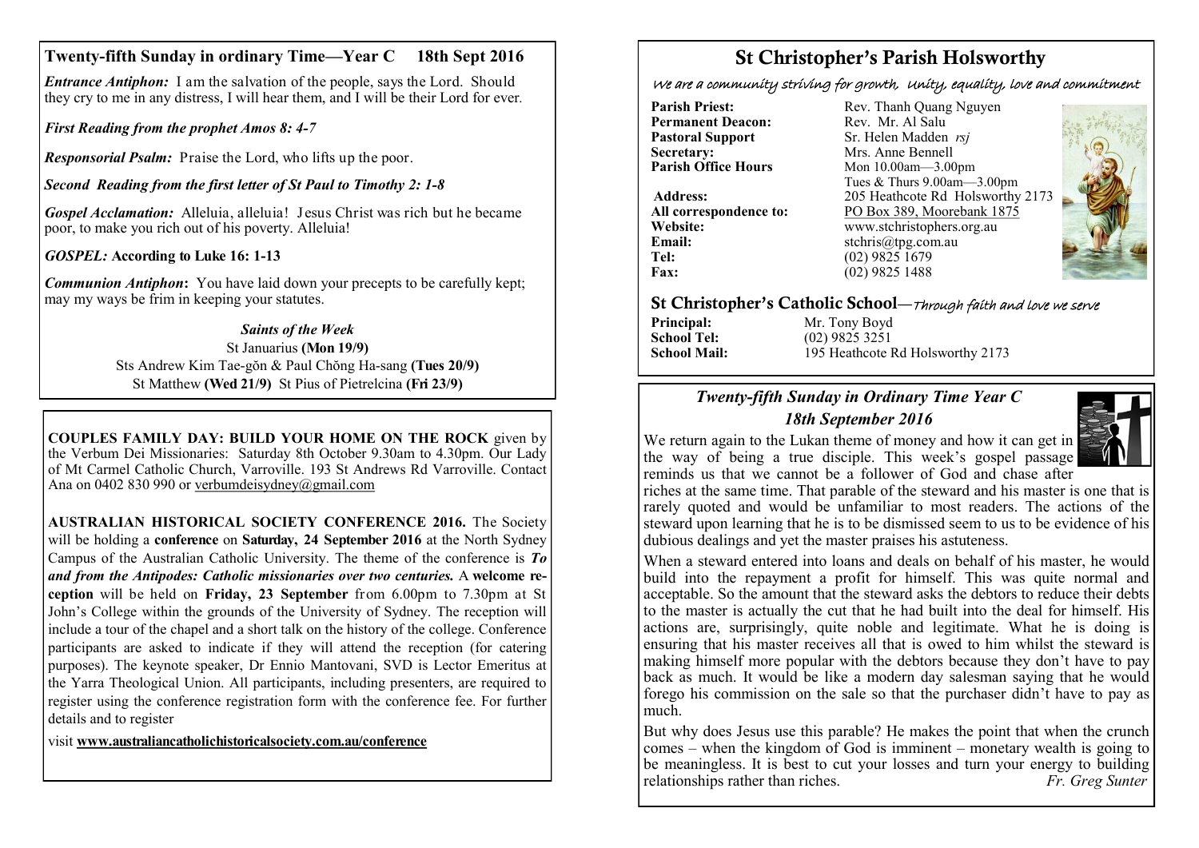## Twenty-fifth Sunday in ordinary Time—Year C 18th Sept 2016

***Entrance Antiphon:*** I am the salvation of the people, says the Lord. Should they cry to me in any distress, I will hear them, and I will be their Lord for ever.

***First Reading from the prophet Amos 8: 4-7***

***Responsorial Psalm:*** Praise the Lord, who lifts up the poor.

***Second Reading from the first letter of St Paul to Timothy 2: 1-8***

***Gospel Acclamation:*** Alleluia, alleluia! Jesus Christ was rich but he became poor, to make you rich out of his poverty. Alleluia!

***GOSPEL:* According to Luke 16: 1-13**

***Communion Antiphon*:** You have laid down your precepts to be carefully kept; may my ways be frim in keeping your statutes.

***Saints of the Week***

St Januarius **(Mon 19/9)**
Sts Andrew Kim Tae-gŏn & Paul Chŏng Ha-sang **(Tues 20/9)**
St Matthew **(Wed 21/9)** St Pius of Pietrelcina **(Fri 23/9)**

**COUPLES FAMILY DAY: BUILD YOUR HOME ON THE ROCK** given by the Verbum Dei Missionaries: Saturday 8th October 9.30am to 4.30pm. Our Lady of Mt Carmel Catholic Church, Varroville. 193 St Andrews Rd Varroville. Contact Ana on 0402 830 990 or verbumdeisydney@gmail.com

**AUSTRALIAN HISTORICAL SOCIETY CONFERENCE 2016.** The Society will be holding a **conference** on **Saturday, 24 September 2016** at the North Sydney Campus of the Australian Catholic University. The theme of the conference is ***To and from the Antipodes: Catholic missionaries over two centuries.*** A **welcome reception** will be held on **Friday, 23 September** from 6.00pm to 7.30pm at St John's College within the grounds of the University of Sydney. The reception will include a tour of the chapel and a short talk on the history of the college. Conference participants are asked to indicate if they will attend the reception (for catering purposes). The keynote speaker, Dr Ennio Mantovani, SVD is Lector Emeritus at the Yarra Theological Union. All participants, including presenters, are required to register using the conference registration form with the conference fee. For further details and to register

visit **www.australiancatholichistoricalsociety.com.au/conference**

# St Christopher's Parish Holsworthy

*We are a community striving for growth, Unity, equality, love and commitment*

| | |
|---|---|
| **Parish Priest:** | Rev. Thanh Quang Nguyen |
| **Permanent Deacon:** | Rev. Mr. Al Salu |
| **Pastoral Support** | Sr. Helen Madden *rsj* |
| **Secretary:** | Mrs. Anne Bennell |
| **Parish Office Hours** | Mon 10.00am—3.00pm<br>Tues & Thurs 9.00am—3.00pm |
| **Address:** | 205 Heathcote Rd Holsworthy 2173 |
| **All correspondence to:** | PO Box 389, Moorebank 1875 |
| **Website:** | www.stchristophers.org.au |
| **Email:** | stchris@tpg.com.au |
| **Tel:** | (02) 9825 1679 |
| **Fax:** | (02) 9825 1488 |

## St Christopher's Catholic School—*Through faith and love we serve*

| | |
|---|---|
| **Principal:** | Mr. Tony Boyd |
| **School Tel:** | (02) 9825 3251 |
| **School Mail:** | 195 Heathcote Rd Holsworthy 2173 |

## *Twenty-fifth Sunday in Ordinary Time Year C*
## *18th September 2016*

We return again to the Lukan theme of money and how it can get in the way of being a true disciple. This week's gospel passage reminds us that we cannot be a follower of God and chase after riches at the same time. That parable of the steward and his master is one that is rarely quoted and would be unfamiliar to most readers. The actions of the steward upon learning that he is to be dismissed seem to us to be evidence of his dubious dealings and yet the master praises his astuteness.

When a steward entered into loans and deals on behalf of his master, he would build into the repayment a profit for himself. This was quite normal and acceptable. So the amount that the steward asks the debtors to reduce their debts to the master is actually the cut that he had built into the deal for himself. His actions are, surprisingly, quite noble and legitimate. What he is doing is ensuring that his master receives all that is owed to him whilst the steward is making himself more popular with the debtors because they don't have to pay back as much. It would be like a modern day salesman saying that he would forego his commission on the sale so that the purchaser didn't have to pay as much.

But why does Jesus use this parable? He makes the point that when the crunch comes – when the kingdom of God is imminent – monetary wealth is going to be meaningless. It is best to cut your losses and turn your energy to building relationships rather than riches. *Fr. Greg Sunter*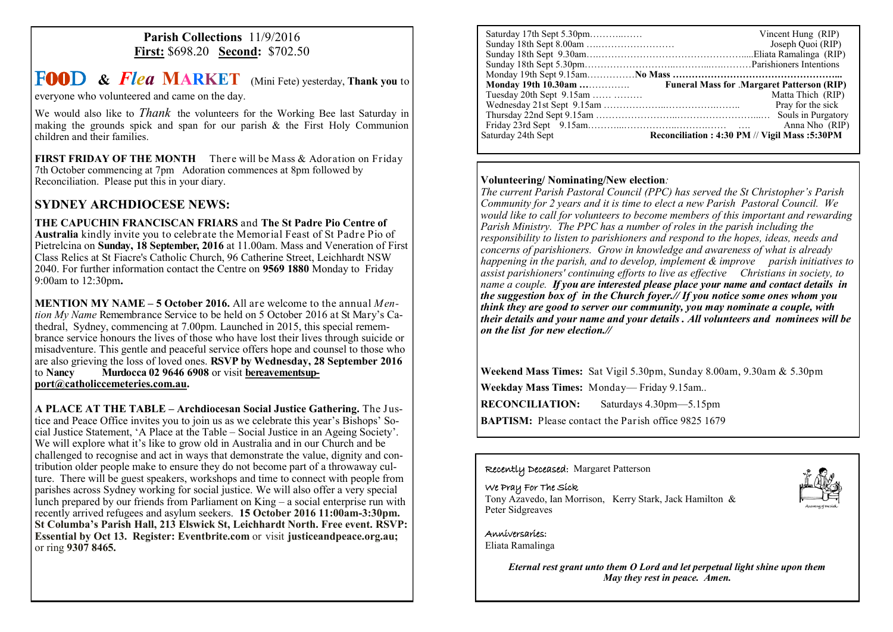**Parish Collections** 11/9/2016
**First:** $698.20 **Second:** $702.50

**FOOD & *Flea* MARKET** (Mini Fete) yesterday, **Thank you** to everyone who volunteered and came on the day.

We would also like to *Thank* the volunteers for the Working Bee last Saturday in making the grounds spick and span for our parish & the First Holy Communion children and their families.

**FIRST FRIDAY OF THE MONTH** There will be Mass & Adoration on Friday 7th October commencing at 7pm Adoration commences at 8pm followed by Reconciliation. Please put this in your diary.

## SYDNEY ARCHDIOCESE NEWS:

**THE CAPUCHIN FRANCISCAN FRIARS** and **The St Padre Pio Centre of Australia** kindly invite you to celebrate the Memorial Feast of St Padre Pio of Pietrelcina on **Sunday, 18 September, 2016** at 11.00am. Mass and Veneration of First Class Relics at St Fiacre's Catholic Church, 96 Catherine Street, Leichhardt NSW 2040. For further information contact the Centre on **9569 1880** Monday to Friday 9:00am to 12:30pm**.**

**MENTION MY NAME – 5 October 2016.** All are welcome to the annual *Mention My Name* Remembrance Service to be held on 5 October 2016 at St Mary's Cathedral, Sydney, commencing at 7.00pm. Launched in 2015, this special remembrance service honours the lives of those who have lost their lives through suicide or misadventure. This gentle and peaceful service offers hope and counsel to those who are also grieving the loss of loved ones. **RSVP by Wednesday, 28 September 2016** to **Nancy Murdocca 02 9646 6908** or visit **bereavementsupport@catholiccemeteries.com.au.**

**A PLACE AT THE TABLE – Archdiocesan Social Justice Gathering.** The Justice and Peace Office invites you to join us as we celebrate this year's Bishops' Social Justice Statement, 'A Place at the Table – Social Justice in an Ageing Society'. We will explore what it's like to grow old in Australia and in our Church and be challenged to recognise and act in ways that demonstrate the value, dignity and contribution older people make to ensure they do not become part of a throwaway culture. There will be guest speakers, workshops and time to connect with people from parishes across Sydney working for social justice. We will also offer a very special lunch prepared by our friends from Parliament on King – a social enterprise run with recently arrived refugees and asylum seekers. **15 October 2016 11:00am-3:30pm. St Columba's Parish Hall, 213 Elswick St, Leichhardt North. Free event. RSVP: Essential by Oct 13. Register: Eventbrite.com** or visit **justiceandpeace.org.au;** or ring **9307 8465.**

| | |
|---|---|
| Saturday 17th Sept 5.30pm | Vincent Hung (RIP) |
| Sunday 18th Sept 8.00am | Joseph Quoi (RIP) |
| Sunday 18th Sept 9.30am | Eliata Ramalinga (RIP) |
| Sunday 18th Sept 5.30pm | Parishioners Intentions |
| Monday 19th Sept 9.15am | **No Mass** |
| **Monday 19th 10.30am** | **Funeral Mass for .Margaret Patterson (RIP)** |
| Tuesday 20th Sept 9.15am | Matta Thich (RIP) |
| Wednesday 21st Sept 9.15am | Pray for the sick |
| Thursday 22nd Sept 9.15am | Souls in Purgatory |
| Friday 23rd Sept 9.15am | Anna Nho (RIP) |
| Saturday 24th Sept | **Reconciliation : 4:30 PM // Vigil Mass :5:30PM** |

**Volunteering/ Nominating/New election***:*
*The current Parish Pastoral Council (PPC) has served the St Christopher's Parish Community for 2 years and it is time to elect a new Parish Pastoral Council. We would like to call for volunteers to become members of this important and rewarding Parish Ministry. The PPC has a number of roles in the parish including the responsibility to listen to parishioners and respond to the hopes, ideas, needs and concerns of parishioners. Grow in knowledge and awareness of what is already happening in the parish, and to develop, implement & improve parish initiatives to assist parishioners' continuing efforts to live as effective Christians in society, to name a couple.* ***If you are interested please place your name and contact details in the suggestion box of in the Church foyer.// If you notice some ones whom you think they are good to server our community, you may nominate a couple, with their details and your name and your details . All volunteers and nominees will be on the list for new election.//***

**Weekend Mass Times:** Sat Vigil 5.30pm, Sunday 8.00am, 9.30am & 5.30pm

**Weekday Mass Times:** Monday— Friday 9.15am..

**RECONCILIATION:** Saturdays 4.30pm—5.15pm

**BAPTISM:** Please contact the Parish office 9825 1679

Recently Deceased: Margaret Patterson

We Pray For The Sick
Tony Azavedo, Ian Morrison, Kerry Stark, Jack Hamilton & Peter Sidgreaves

Anniversaries:
Eliata Ramalinga

***Eternal rest grant unto them O Lord and let perpetual light shine upon them May they rest in peace. Amen.***